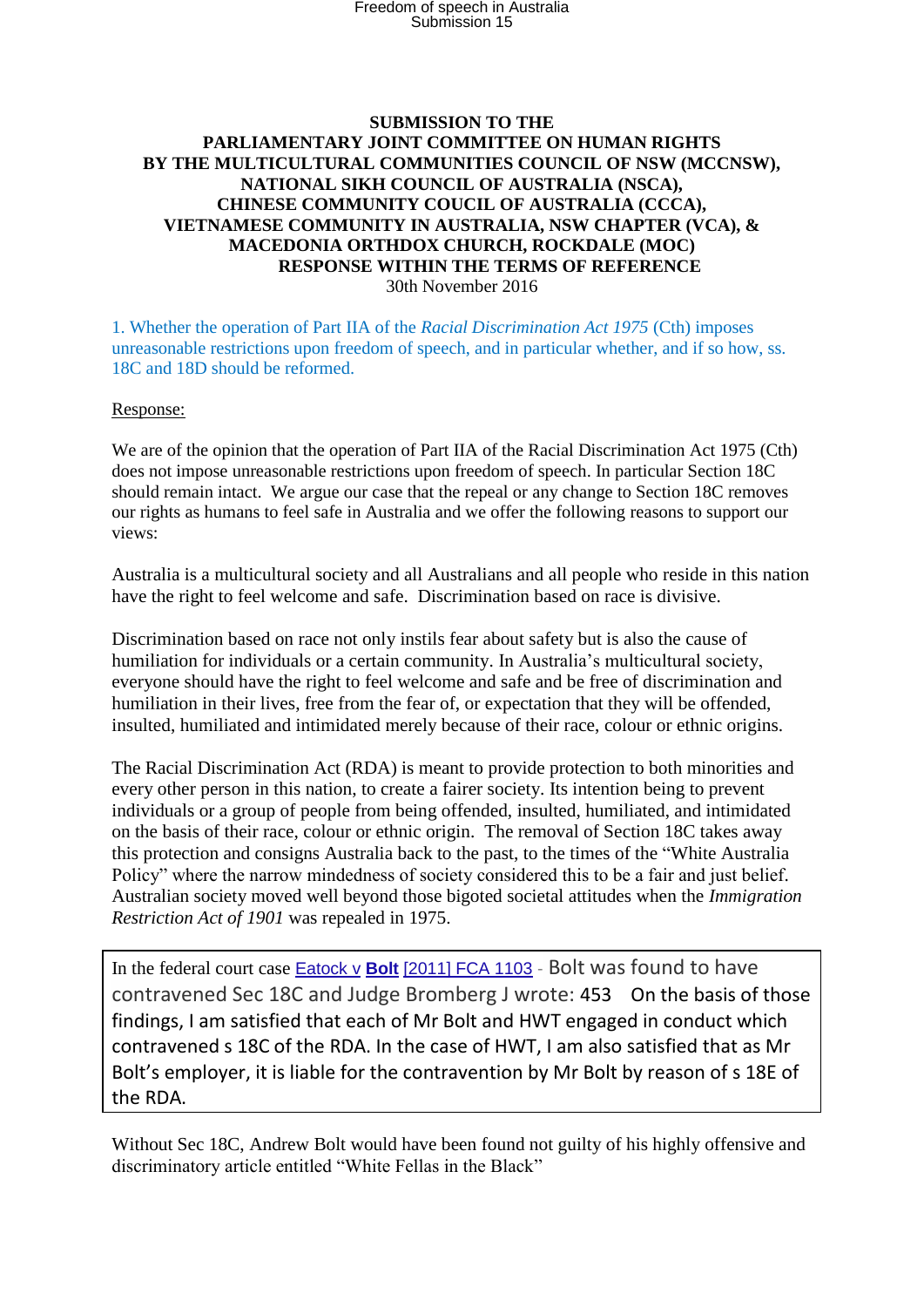**SUBMISSION TO THE PARLIAMENTARY JOINT COMMITTEE ON HUMAN RIGHTS BY THE MULTICULTURAL COMMUNITIES COUNCIL OF NSW (MCCNSW), NATIONAL SIKH COUNCIL OF AUSTRALIA (NSCA), CHINESE COMMUNITY COUCIL OF AUSTRALIA (CCCA), VIETNAMESE COMMUNITY IN AUSTRALIA, NSW CHAPTER (VCA), & MACEDONIA ORTHDOX CHURCH, ROCKDALE (MOC) RESPONSE WITHIN THE TERMS OF REFERENCE**

30th November 2016

1. Whether the operation of Part IIA of the *Racial Discrimination Act 1975* (Cth) imposes unreasonable restrictions upon freedom of speech, and in particular whether, and if so how, ss. 18C and 18D should be reformed.

Response:

We are of the opinion that the operation of Part IIA of the Racial Discrimination Act 1975 (Cth) does not impose unreasonable restrictions upon freedom of speech. In particular Section 18C should remain intact. We argue our case that the repeal or any change to Section 18C removes our rights as humans to feel safe in Australia and we offer the following reasons to support our views:

Australia is a multicultural society and all Australians and all people who reside in this nation have the right to feel welcome and safe. Discrimination based on race is divisive.

Discrimination based on race not only instils fear about safety but is also the cause of humiliation for individuals or a certain community. In Australia's multicultural society, everyone should have the right to feel welcome and safe and be free of discrimination and humiliation in their lives, free from the fear of, or expectation that they will be offended, insulted, humiliated and intimidated merely because of their race, colour or ethnic origins.

The Racial Discrimination Act (RDA) is meant to provide protection to both minorities and every other person in this nation, to create a fairer society. Its intention being to prevent individuals or a group of people from being offended, insulted, humiliated, and intimidated on the basis of their race, colour or ethnic origin. The removal of Section 18C takes away this protection and consigns Australia back to the past, to the times of the "White Australia Policy" where the narrow mindedness of society considered this to be a fair and just belief. Australian society moved well beyond those bigoted societal attitudes when the *Immigration Restriction Act of 1901* was repealed in 1975.

> In the federal court case Eatock v **Bolt** [2011] FCA 1103 - Bolt was found to have contravened Sec 18C and Judge Bromberg J wrote: 453 On the basis of those findings, I am satisfied that each of Mr Bolt and HWT engaged in conduct which contravened s 18C of the RDA. In the case of HWT, I am also satisfied that as Mr Bolt's employer, it is liable for the contravention by Mr Bolt by reason of s 18E of the RDA.

Without Sec 18C, Andrew Bolt would have been found not guilty of his highly offensive and discriminatory article entitled "White Fellas in the Black"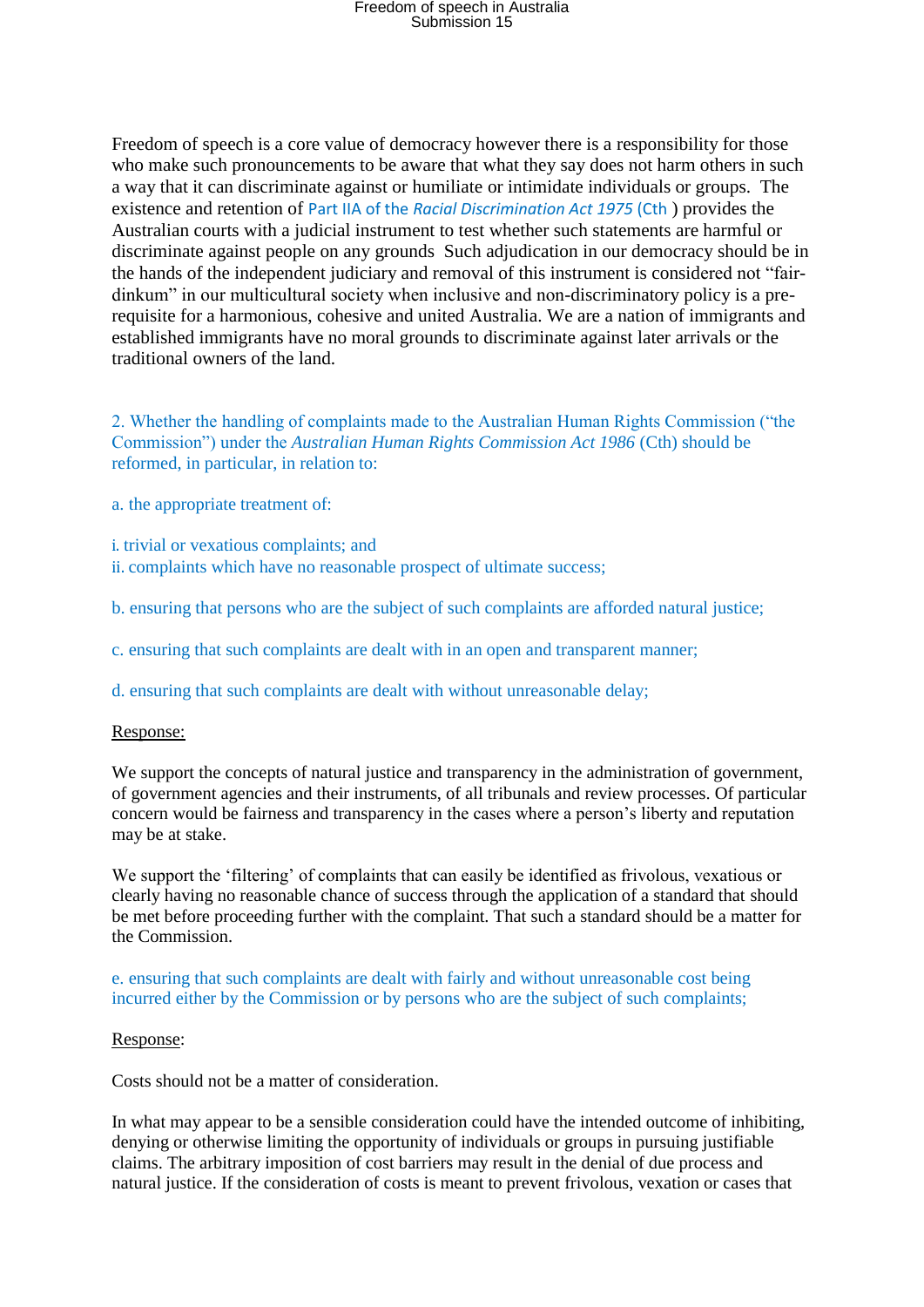Freedom of speech is a core value of democracy however there is a responsibility for those who make such pronouncements to be aware that what they say does not harm others in such a way that it can discriminate against or humiliate or intimidate individuals or groups. The existence and retention of Part IIA of the *Racial Discrimination Act 1975* (Cth ) provides the Australian courts with a judicial instrument to test whether such statements are harmful or discriminate against people on any grounds Such adjudication in our democracy should be in the hands of the independent judiciary and removal of this instrument is considered not "fair-dinkum" in our multicultural society when inclusive and non-discriminatory policy is a pre-requisite for a harmonious, cohesive and united Australia. We are a nation of immigrants and established immigrants have no moral grounds to discriminate against later arrivals or the traditional owners of the land.

2. Whether the handling of complaints made to the Australian Human Rights Commission ("the Commission") under the *Australian Human Rights Commission Act 1986* (Cth) should be reformed, in particular, in relation to:

a. the appropriate treatment of:

i. trivial or vexatious complaints; and
ii. complaints which have no reasonable prospect of ultimate success;

b. ensuring that persons who are the subject of such complaints are afforded natural justice;

c. ensuring that such complaints are dealt with in an open and transparent manner;

d. ensuring that such complaints are dealt with without unreasonable delay;

Response:

We support the concepts of natural justice and transparency in the administration of government, of government agencies and their instruments, of all tribunals and review processes. Of particular concern would be fairness and transparency in the cases where a person's liberty and reputation may be at stake.

We support the 'filtering' of complaints that can easily be identified as frivolous, vexatious or clearly having no reasonable chance of success through the application of a standard that should be met before proceeding further with the complaint. That such a standard should be a matter for the Commission.

e. ensuring that such complaints are dealt with fairly and without unreasonable cost being incurred either by the Commission or by persons who are the subject of such complaints;

Response:

Costs should not be a matter of consideration.

In what may appear to be a sensible consideration could have the intended outcome of inhibiting, denying or otherwise limiting the opportunity of individuals or groups in pursuing justifiable claims. The arbitrary imposition of cost barriers may result in the denial of due process and natural justice. If the consideration of costs is meant to prevent frivolous, vexation or cases that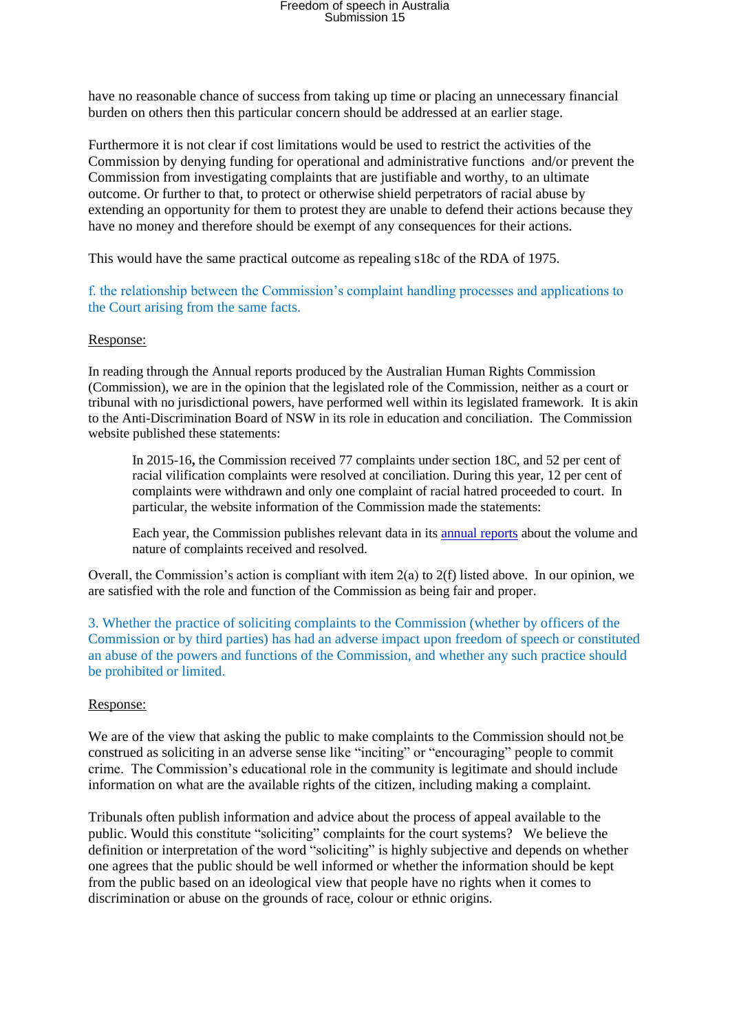have no reasonable chance of success from taking up time or placing an unnecessary financial burden on others then this particular concern should be addressed at an earlier stage.

Furthermore it is not clear if cost limitations would be used to restrict the activities of the Commission by denying funding for operational and administrative functions and/or prevent the Commission from investigating complaints that are justifiable and worthy, to an ultimate outcome. Or further to that, to protect or otherwise shield perpetrators of racial abuse by extending an opportunity for them to protest they are unable to defend their actions because they have no money and therefore should be exempt of any consequences for their actions.

This would have the same practical outcome as repealing s18c of the RDA of 1975.

f. the relationship between the Commission's complaint handling processes and applications to the Court arising from the same facts.

Response:

In reading through the Annual reports produced by the Australian Human Rights Commission (Commission), we are in the opinion that the legislated role of the Commission, neither as a court or tribunal with no jurisdictional powers, have performed well within its legislated framework. It is akin to the Anti-Discrimination Board of NSW in its role in education and conciliation. The Commission website published these statements:

> In 2015-16**,** the Commission received 77 complaints under section 18C, and 52 per cent of racial vilification complaints were resolved at conciliation. During this year, 12 per cent of complaints were withdrawn and only one complaint of racial hatred proceeded to court. In particular, the website information of the Commission made the statements:
>
> Each year, the Commission publishes relevant data in its annual reports about the volume and nature of complaints received and resolved.

Overall, the Commission's action is compliant with item 2(a) to 2(f) listed above. In our opinion, we are satisfied with the role and function of the Commission as being fair and proper.

3. Whether the practice of soliciting complaints to the Commission (whether by officers of the Commission or by third parties) has had an adverse impact upon freedom of speech or constituted an abuse of the powers and functions of the Commission, and whether any such practice should be prohibited or limited.

Response:

We are of the view that asking the public to make complaints to the Commission should not be construed as soliciting in an adverse sense like "inciting" or "encouraging" people to commit crime. The Commission's educational role in the community is legitimate and should include information on what are the available rights of the citizen, including making a complaint.

Tribunals often publish information and advice about the process of appeal available to the public. Would this constitute "soliciting" complaints for the court systems? We believe the definition or interpretation of the word "soliciting" is highly subjective and depends on whether one agrees that the public should be well informed or whether the information should be kept from the public based on an ideological view that people have no rights when it comes to discrimination or abuse on the grounds of race, colour or ethnic origins.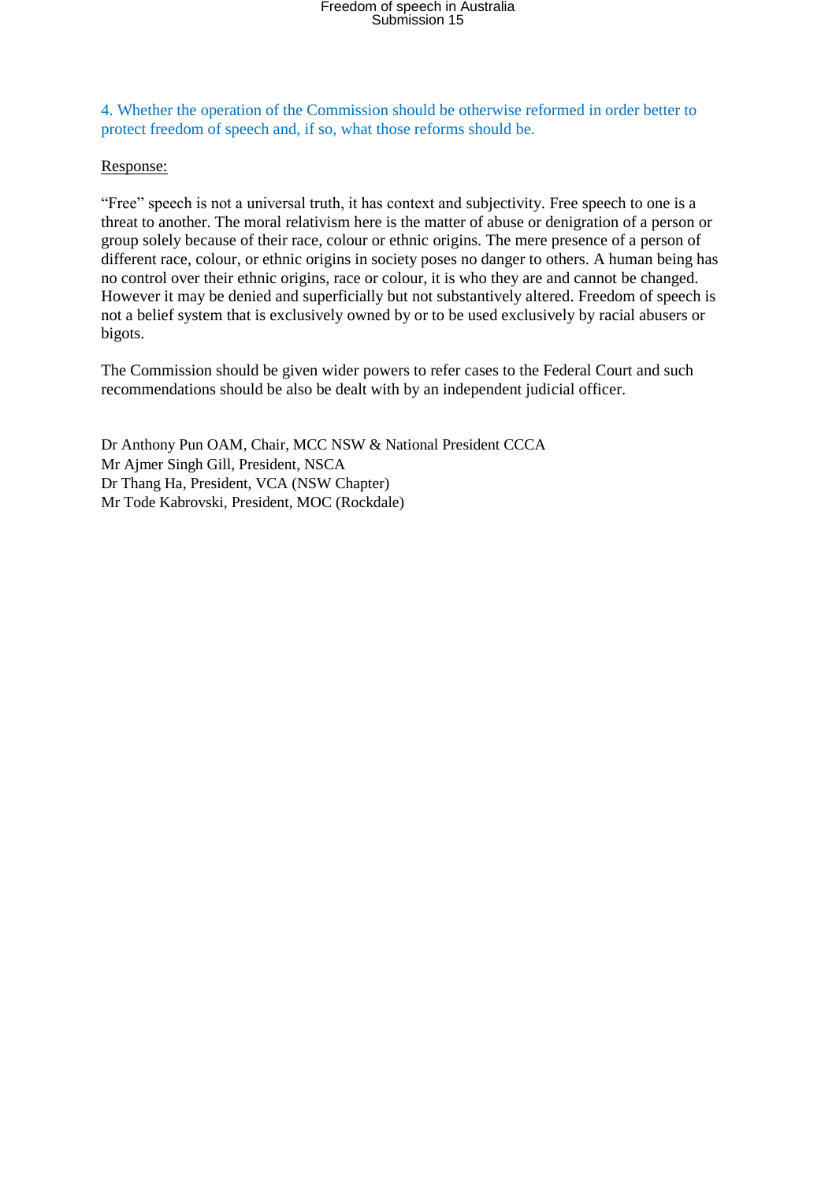4. Whether the operation of the Commission should be otherwise reformed in order better to protect freedom of speech and, if so, what those reforms should be.

Response:

"Free" speech is not a universal truth, it has context and subjectivity. Free speech to one is a threat to another. The moral relativism here is the matter of abuse or denigration of a person or group solely because of their race, colour or ethnic origins. The mere presence of a person of different race, colour, or ethnic origins in society poses no danger to others. A human being has no control over their ethnic origins, race or colour, it is who they are and cannot be changed. However it may be denied and superficially but not substantively altered. Freedom of speech is not a belief system that is exclusively owned by or to be used exclusively by racial abusers or bigots.

The Commission should be given wider powers to refer cases to the Federal Court and such recommendations should be also be dealt with by an independent judicial officer.

Dr Anthony Pun OAM, Chair, MCC NSW & National President CCCA
Mr Ajmer Singh Gill, President, NSCA
Dr Thang Ha, President, VCA (NSW Chapter)
Mr Tode Kabrovski, President, MOC (Rockdale)